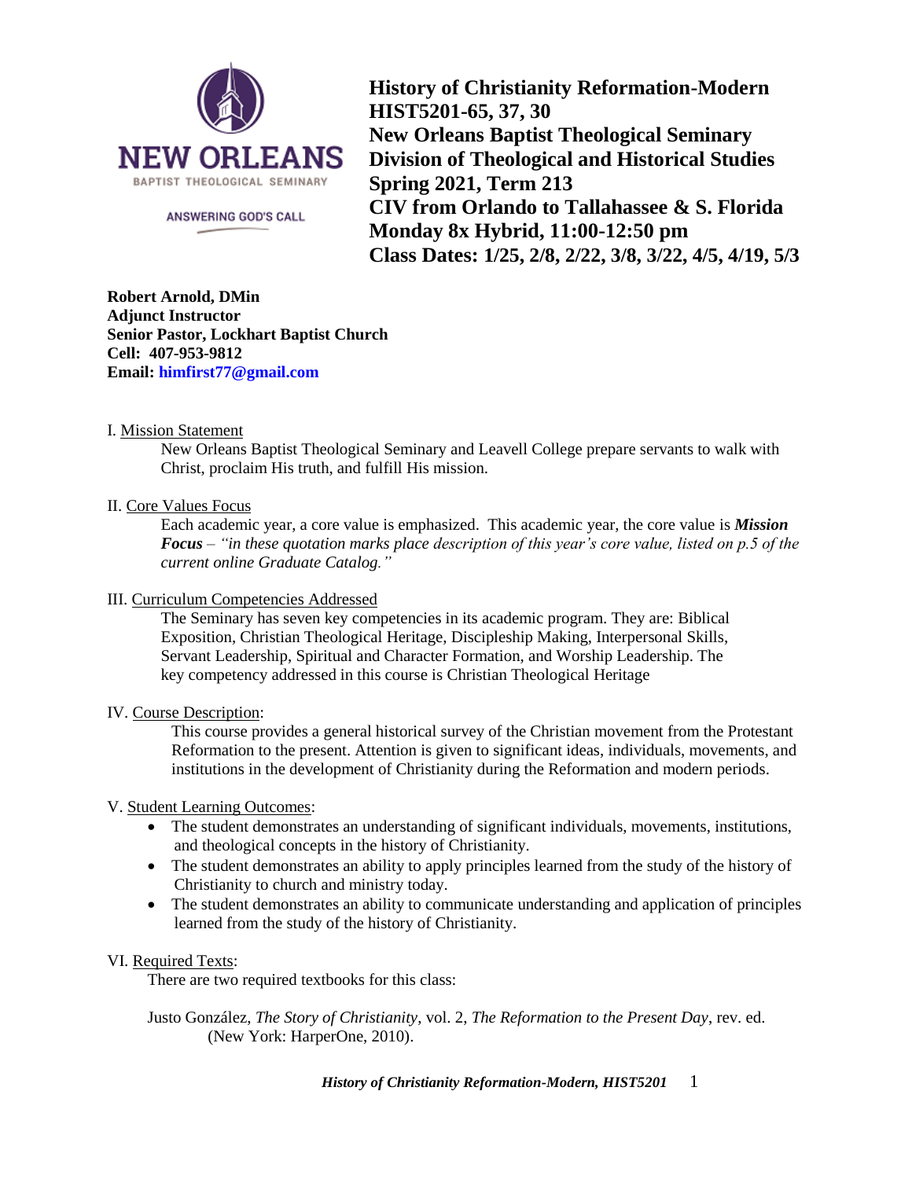NEW ORLEANS
BAPTIST THEOLOGICAL SEMINARY

ANSWERING GOD'S CALL

**History of Christianity Reformation-Modern**
**HIST5201-65, 37, 30**
**New Orleans Baptist Theological Seminary**
**Division of Theological and Historical Studies**
**Spring 2021, Term 213**
**CIV from Orlando to Tallahassee & S. Florida**
**Monday 8x Hybrid, 11:00-12:50 pm**
**Class Dates: 1/25, 2/8, 2/22, 3/8, 3/22, 4/5, 4/19, 5/3**

**Robert Arnold, DMin**
**Adjunct Instructor**
**Senior Pastor, Lockhart Baptist Church**
**Cell: 407-953-9812**
**Email: himfirst77@gmail.com**

I. Mission Statement

New Orleans Baptist Theological Seminary and Leavell College prepare servants to walk with Christ, proclaim His truth, and fulfill His mission.

II. Core Values Focus

Each academic year, a core value is emphasized. This academic year, the core value is ***Mission Focus*** – *"in these quotation marks place description of this year's core value, listed on p.5 of the current online Graduate Catalog."*

III. Curriculum Competencies Addressed

The Seminary has seven key competencies in its academic program. They are: Biblical Exposition, Christian Theological Heritage, Discipleship Making, Interpersonal Skills, Servant Leadership, Spiritual and Character Formation, and Worship Leadership. The key competency addressed in this course is Christian Theological Heritage

IV. Course Description:

This course provides a general historical survey of the Christian movement from the Protestant Reformation to the present. Attention is given to significant ideas, individuals, movements, and institutions in the development of Christianity during the Reformation and modern periods.

V. Student Learning Outcomes:

- The student demonstrates an understanding of significant individuals, movements, institutions, and theological concepts in the history of Christianity.
- The student demonstrates an ability to apply principles learned from the study of the history of Christianity to church and ministry today.
- The student demonstrates an ability to communicate understanding and application of principles learned from the study of the history of Christianity.

VI. Required Texts:

There are two required textbooks for this class:

Justo González, *The Story of Christianity*, vol. 2, *The Reformation to the Present Day*, rev. ed. (New York: HarperOne, 2010).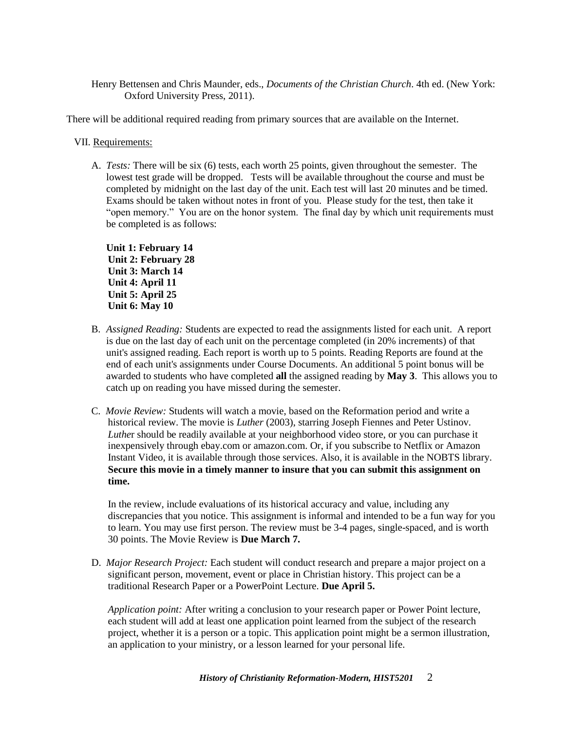Henry Bettensen and Chris Maunder, eds., *Documents of the Christian Church*. 4th ed. (New York: Oxford University Press, 2011).

There will be additional required reading from primary sources that are available on the Internet.

## VII. Requirements:

A. *Tests:* There will be six (6) tests, each worth 25 points, given throughout the semester. The lowest test grade will be dropped. Tests will be available throughout the course and must be completed by midnight on the last day of the unit. Each test will last 20 minutes and be timed. Exams should be taken without notes in front of you. Please study for the test, then take it "open memory." You are on the honor system. The final day by which unit requirements must be completed is as follows:

**Unit 1: February 14**
**Unit 2: February 28**
**Unit 3: March 14**
**Unit 4: April 11**
**Unit 5: April 25**
**Unit 6: May 10**

B. *Assigned Reading:* Students are expected to read the assignments listed for each unit. A report is due on the last day of each unit on the percentage completed (in 20% increments) of that unit's assigned reading. Each report is worth up to 5 points. Reading Reports are found at the end of each unit's assignments under Course Documents. An additional 5 point bonus will be awarded to students who have completed **all** the assigned reading by **May 3**. This allows you to catch up on reading you have missed during the semester.

C. *Movie Review:* Students will watch a movie, based on the Reformation period and write a historical review. The movie is *Luther* (2003), starring Joseph Fiennes and Peter Ustinov. *Luther* should be readily available at your neighborhood video store, or you can purchase it inexpensively through ebay.com or amazon.com. Or, if you subscribe to Netflix or Amazon Instant Video, it is available through those services. Also, it is available in the NOBTS library. **Secure this movie in a timely manner to insure that you can submit this assignment on time.**

In the review, include evaluations of its historical accuracy and value, including any discrepancies that you notice. This assignment is informal and intended to be a fun way for you to learn. You may use first person. The review must be 3-4 pages, single-spaced, and is worth 30 points. The Movie Review is **Due March 7.**

D. *Major Research Project:* Each student will conduct research and prepare a major project on a significant person, movement, event or place in Christian history. This project can be a traditional Research Paper or a PowerPoint Lecture. **Due April 5.**

*Application point:* After writing a conclusion to your research paper or Power Point lecture, each student will add at least one application point learned from the subject of the research project, whether it is a person or a topic. This application point might be a sermon illustration, an application to your ministry, or a lesson learned for your personal life.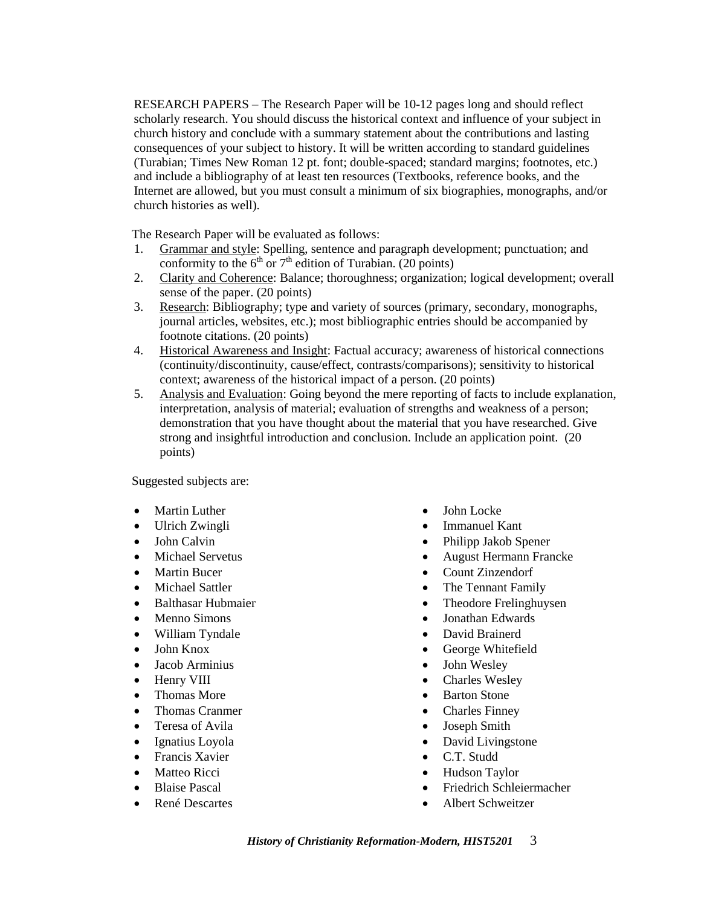RESEARCH PAPERS – The Research Paper will be 10-12 pages long and should reflect scholarly research. You should discuss the historical context and influence of your subject in church history and conclude with a summary statement about the contributions and lasting consequences of your subject to history. It will be written according to standard guidelines (Turabian; Times New Roman 12 pt. font; double-spaced; standard margins; footnotes, etc.) and include a bibliography of at least ten resources (Textbooks, reference books, and the Internet are allowed, but you must consult a minimum of six biographies, monographs, and/or church histories as well).

The Research Paper will be evaluated as follows:

1. Grammar and style: Spelling, sentence and paragraph development; punctuation; and conformity to the 6th or 7th edition of Turabian. (20 points)
2. Clarity and Coherence: Balance; thoroughness; organization; logical development; overall sense of the paper. (20 points)
3. Research: Bibliography; type and variety of sources (primary, secondary, monographs, journal articles, websites, etc.); most bibliographic entries should be accompanied by footnote citations. (20 points)
4. Historical Awareness and Insight: Factual accuracy; awareness of historical connections (continuity/discontinuity, cause/effect, contrasts/comparisons); sensitivity to historical context; awareness of the historical impact of a person. (20 points)
5. Analysis and Evaluation: Going beyond the mere reporting of facts to include explanation, interpretation, analysis of material; evaluation of strengths and weakness of a person; demonstration that you have thought about the material that you have researched. Give strong and insightful introduction and conclusion. Include an application point. (20 points)

Suggested subjects are:

- Martin Luther
- Ulrich Zwingli
- John Calvin
- Michael Servetus
- Martin Bucer
- Michael Sattler
- Balthasar Hubmaier
- Menno Simons
- William Tyndale
- John Knox
- Jacob Arminius
- Henry VIII
- Thomas More
- Thomas Cranmer
- Teresa of Avila
- Ignatius Loyola
- Francis Xavier
- Matteo Ricci
- Blaise Pascal
- René Descartes
- John Locke
- Immanuel Kant
- Philipp Jakob Spener
- August Hermann Francke
- Count Zinzendorf
- The Tennant Family
- Theodore Frelinghuysen
- Jonathan Edwards
- David Brainerd
- George Whitefield
- John Wesley
- Charles Wesley
- Barton Stone
- Charles Finney
- Joseph Smith
- David Livingstone
- C.T. Studd
- Hudson Taylor
- Friedrich Schleiermacher
- Albert Schweitzer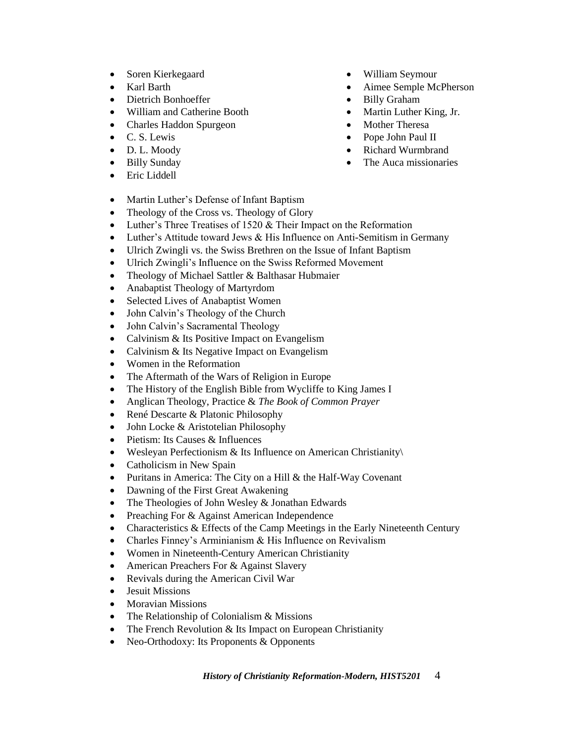- Soren Kierkegaard
- Karl Barth
- Dietrich Bonhoeffer
- William and Catherine Booth
- Charles Haddon Spurgeon
- C. S. Lewis
- D. L. Moody
- Billy Sunday
- Eric Liddell
- William Seymour
- Aimee Semple McPherson
- Billy Graham
- Martin Luther King, Jr.
- Mother Theresa
- Pope John Paul II
- Richard Wurmbrand
- The Auca missionaries

- Martin Luther's Defense of Infant Baptism
- Theology of the Cross vs. Theology of Glory
- Luther's Three Treatises of 1520 & Their Impact on the Reformation
- Luther's Attitude toward Jews & His Influence on Anti-Semitism in Germany
- Ulrich Zwingli vs. the Swiss Brethren on the Issue of Infant Baptism
- Ulrich Zwingli's Influence on the Swiss Reformed Movement
- Theology of Michael Sattler & Balthasar Hubmaier
- Anabaptist Theology of Martyrdom
- Selected Lives of Anabaptist Women
- John Calvin's Theology of the Church
- John Calvin's Sacramental Theology
- Calvinism & Its Positive Impact on Evangelism
- Calvinism & Its Negative Impact on Evangelism
- Women in the Reformation
- The Aftermath of the Wars of Religion in Europe
- The History of the English Bible from Wycliffe to King James I
- Anglican Theology, Practice & *The Book of Common Prayer*
- René Descarte & Platonic Philosophy
- John Locke & Aristotelian Philosophy
- Pietism: Its Causes & Influences
- Wesleyan Perfectionism & Its Influence on American Christianity\
- Catholicism in New Spain
- Puritans in America: The City on a Hill & the Half-Way Covenant
- Dawning of the First Great Awakening
- The Theologies of John Wesley & Jonathan Edwards
- Preaching For & Against American Independence
- Characteristics & Effects of the Camp Meetings in the Early Nineteenth Century
- Charles Finney's Arminianism & His Influence on Revivalism
- Women in Nineteenth-Century American Christianity
- American Preachers For & Against Slavery
- Revivals during the American Civil War
- Jesuit Missions
- Moravian Missions
- The Relationship of Colonialism & Missions
- The French Revolution & Its Impact on European Christianity
- Neo-Orthodoxy: Its Proponents & Opponents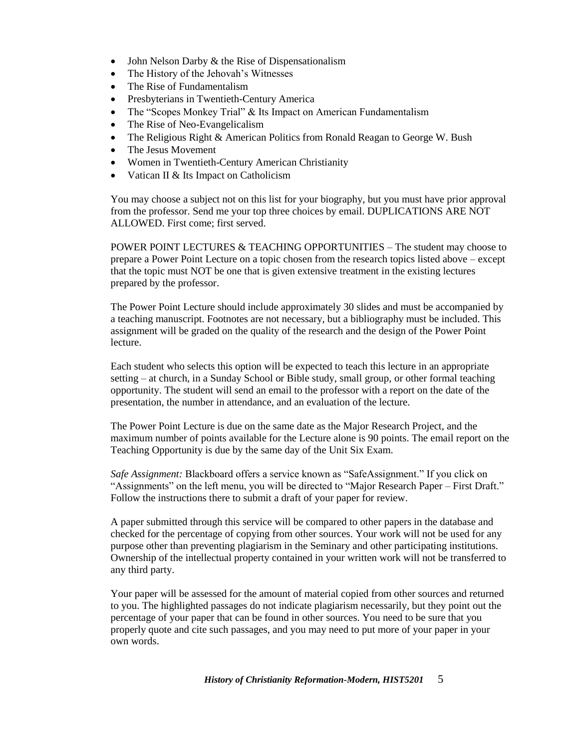- John Nelson Darby & the Rise of Dispensationalism
- The History of the Jehovah's Witnesses
- The Rise of Fundamentalism
- Presbyterians in Twentieth-Century America
- The "Scopes Monkey Trial" & Its Impact on American Fundamentalism
- The Rise of Neo-Evangelicalism
- The Religious Right & American Politics from Ronald Reagan to George W. Bush
- The Jesus Movement
- Women in Twentieth-Century American Christianity
- Vatican II & Its Impact on Catholicism

You may choose a subject not on this list for your biography, but you must have prior approval from the professor. Send me your top three choices by email. DUPLICATIONS ARE NOT ALLOWED. First come; first served.

POWER POINT LECTURES & TEACHING OPPORTUNITIES – The student may choose to prepare a Power Point Lecture on a topic chosen from the research topics listed above – except that the topic must NOT be one that is given extensive treatment in the existing lectures prepared by the professor.

The Power Point Lecture should include approximately 30 slides and must be accompanied by a teaching manuscript. Footnotes are not necessary, but a bibliography must be included. This assignment will be graded on the quality of the research and the design of the Power Point lecture.

Each student who selects this option will be expected to teach this lecture in an appropriate setting – at church, in a Sunday School or Bible study, small group, or other formal teaching opportunity. The student will send an email to the professor with a report on the date of the presentation, the number in attendance, and an evaluation of the lecture.

The Power Point Lecture is due on the same date as the Major Research Project, and the maximum number of points available for the Lecture alone is 90 points. The email report on the Teaching Opportunity is due by the same day of the Unit Six Exam.

*Safe Assignment:* Blackboard offers a service known as "SafeAssignment." If you click on "Assignments" on the left menu, you will be directed to "Major Research Paper – First Draft." Follow the instructions there to submit a draft of your paper for review.

A paper submitted through this service will be compared to other papers in the database and checked for the percentage of copying from other sources. Your work will not be used for any purpose other than preventing plagiarism in the Seminary and other participating institutions. Ownership of the intellectual property contained in your written work will not be transferred to any third party.

Your paper will be assessed for the amount of material copied from other sources and returned to you. The highlighted passages do not indicate plagiarism necessarily, but they point out the percentage of your paper that can be found in other sources. You need to be sure that you properly quote and cite such passages, and you may need to put more of your paper in your own words.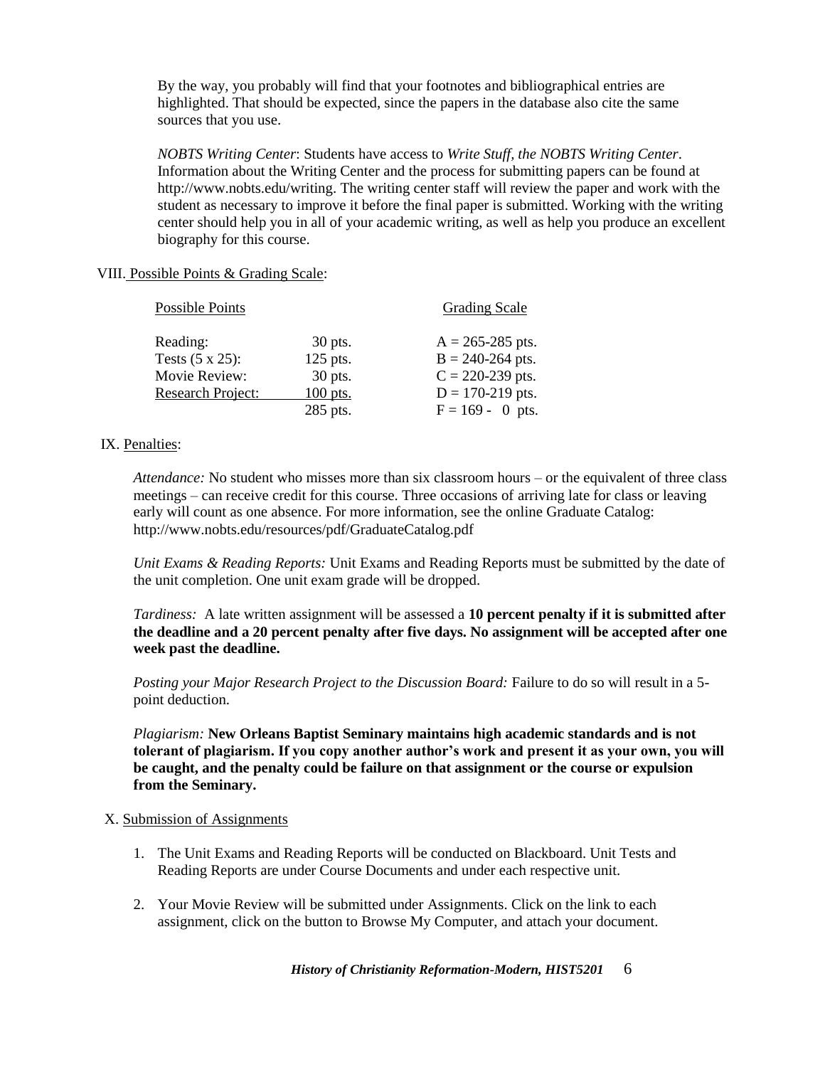By the way, you probably will find that your footnotes and bibliographical entries are highlighted. That should be expected, since the papers in the database also cite the same sources that you use.

*NOBTS Writing Center*: Students have access to *Write Stuff, the NOBTS Writing Center*. Information about the Writing Center and the process for submitting papers can be found at http://www.nobts.edu/writing. The writing center staff will review the paper and work with the student as necessary to improve it before the final paper is submitted. Working with the writing center should help you in all of your academic writing, as well as help you produce an excellent biography for this course.

VIII. Possible Points & Grading Scale:

| Possible Points | | Grading Scale |
|---|---|---|
| Reading: | 30 pts. | A = 265-285 pts. |
| Tests (5 x 25): | 125 pts. | B = 240-264 pts. |
| Movie Review: | 30 pts. | C = 220-239 pts. |
| Research Project: | 100 pts. | D = 170-219 pts. |
| | 285 pts. | F = 169 - 0 pts. |

IX. Penalties:

*Attendance:* No student who misses more than six classroom hours – or the equivalent of three class meetings – can receive credit for this course. Three occasions of arriving late for class or leaving early will count as one absence. For more information, see the online Graduate Catalog: http://www.nobts.edu/resources/pdf/GraduateCatalog.pdf

*Unit Exams & Reading Reports:* Unit Exams and Reading Reports must be submitted by the date of the unit completion. One unit exam grade will be dropped.

*Tardiness:* A late written assignment will be assessed a **10 percent penalty if it is submitted after the deadline and a 20 percent penalty after five days. No assignment will be accepted after one week past the deadline.**

*Posting your Major Research Project to the Discussion Board:* Failure to do so will result in a 5-point deduction.

*Plagiarism:* **New Orleans Baptist Seminary maintains high academic standards and is not tolerant of plagiarism. If you copy another author's work and present it as your own, you will be caught, and the penalty could be failure on that assignment or the course or expulsion from the Seminary.**

X. Submission of Assignments

1. The Unit Exams and Reading Reports will be conducted on Blackboard. Unit Tests and Reading Reports are under Course Documents and under each respective unit.

2. Your Movie Review will be submitted under Assignments. Click on the link to each assignment, click on the button to Browse My Computer, and attach your document.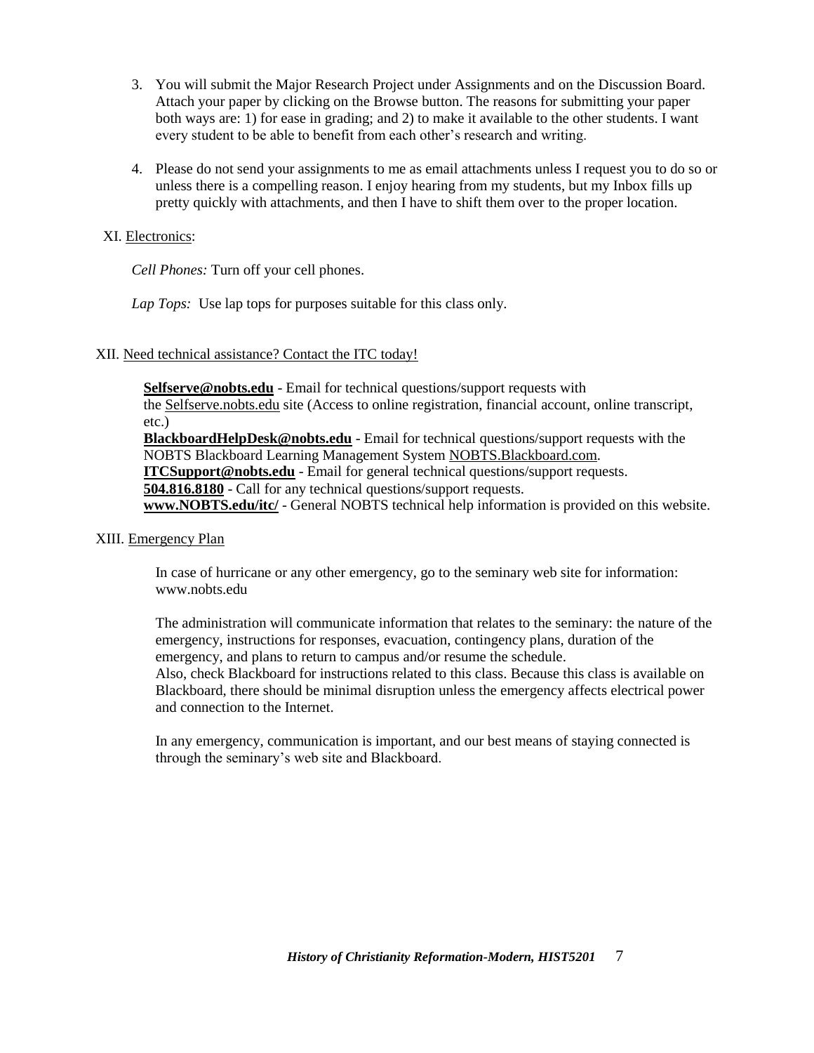3. You will submit the Major Research Project under Assignments and on the Discussion Board. Attach your paper by clicking on the Browse button. The reasons for submitting your paper both ways are: 1) for ease in grading; and 2) to make it available to the other students. I want every student to be able to benefit from each other's research and writing.

4. Please do not send your assignments to me as email attachments unless I request you to do so or unless there is a compelling reason. I enjoy hearing from my students, but my Inbox fills up pretty quickly with attachments, and then I have to shift them over to the proper location.

XI. Electronics:

*Cell Phones:* Turn off your cell phones.

*Lap Tops:* Use lap tops for purposes suitable for this class only.

XII. Need technical assistance? Contact the ITC today!

**Selfserve@nobts.edu** - Email for technical questions/support requests with the Selfserve.nobts.edu site (Access to online registration, financial account, online transcript, etc.)
**BlackboardHelpDesk@nobts.edu** - Email for technical questions/support requests with the NOBTS Blackboard Learning Management System NOBTS.Blackboard.com.
**ITCSupport@nobts.edu** - Email for general technical questions/support requests.
**504.816.8180** - Call for any technical questions/support requests.
**www.NOBTS.edu/itc/** - General NOBTS technical help information is provided on this website.

XIII. Emergency Plan

In case of hurricane or any other emergency, go to the seminary web site for information: www.nobts.edu

The administration will communicate information that relates to the seminary: the nature of the emergency, instructions for responses, evacuation, contingency plans, duration of the emergency, and plans to return to campus and/or resume the schedule.
Also, check Blackboard for instructions related to this class. Because this class is available on Blackboard, there should be minimal disruption unless the emergency affects electrical power and connection to the Internet.

In any emergency, communication is important, and our best means of staying connected is through the seminary's web site and Blackboard.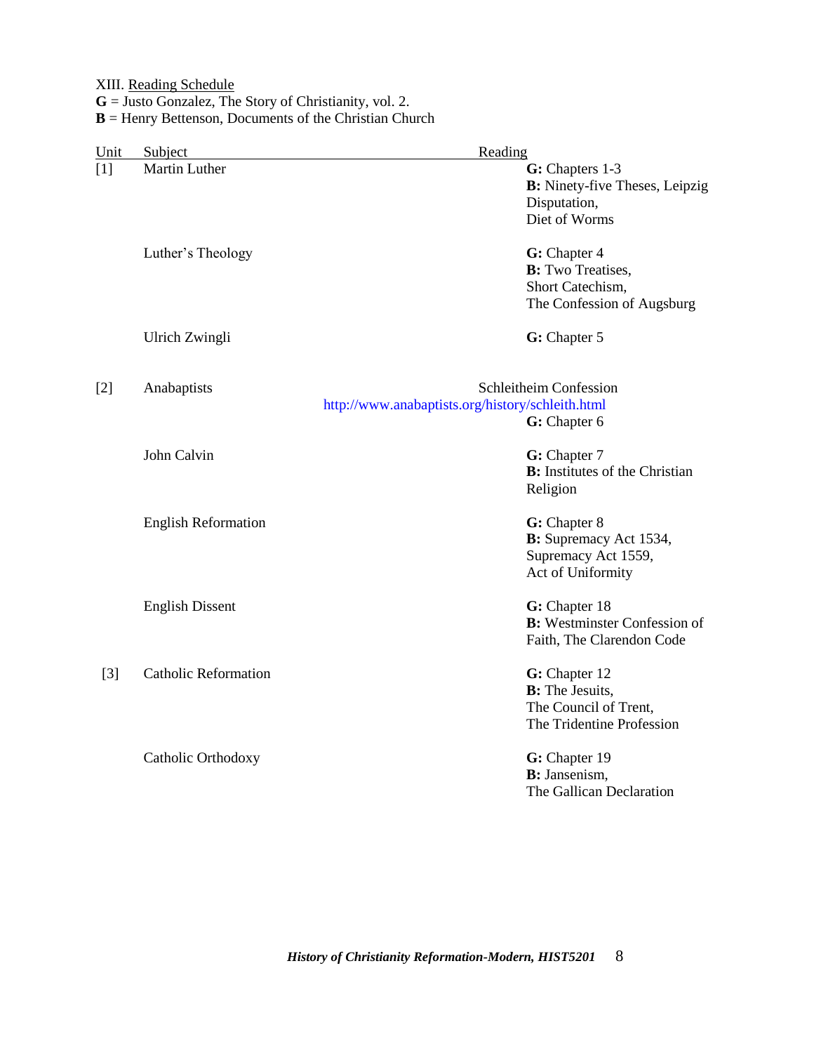XIII. Reading Schedule

**G** = Justo Gonzalez, The Story of Christianity, vol. 2.
**B** = Henry Bettenson, Documents of the Christian Church

| Unit | Subject | Reading |
|---|---|---|
| [1] | Martin Luther | **G:** Chapters 1-3<br>**B:** Ninety-five Theses, Leipzig Disputation,<br>Diet of Worms |
| | Luther's Theology | **G:** Chapter 4<br>**B:** Two Treatises,<br>Short Catechism,<br>The Confession of Augsburg |
| | Ulrich Zwingli | **G:** Chapter 5 |
| [2] | Anabaptists | Schleitheim Confession<br>http://www.anabaptists.org/history/schleith.html<br>**G:** Chapter 6 |
| | John Calvin | **G:** Chapter 7<br>**B:** Institutes of the Christian Religion |
| | English Reformation | **G:** Chapter 8<br>**B:** Supremacy Act 1534,<br>Supremacy Act 1559,<br>Act of Uniformity |
| | English Dissent | **G:** Chapter 18<br>**B:** Westminster Confession of Faith, The Clarendon Code |
| [3] | Catholic Reformation | **G:** Chapter 12<br>**B:** The Jesuits,<br>The Council of Trent,<br>The Tridentine Profession |
| | Catholic Orthodoxy | **G:** Chapter 19<br>**B:** Jansenism,<br>The Gallican Declaration |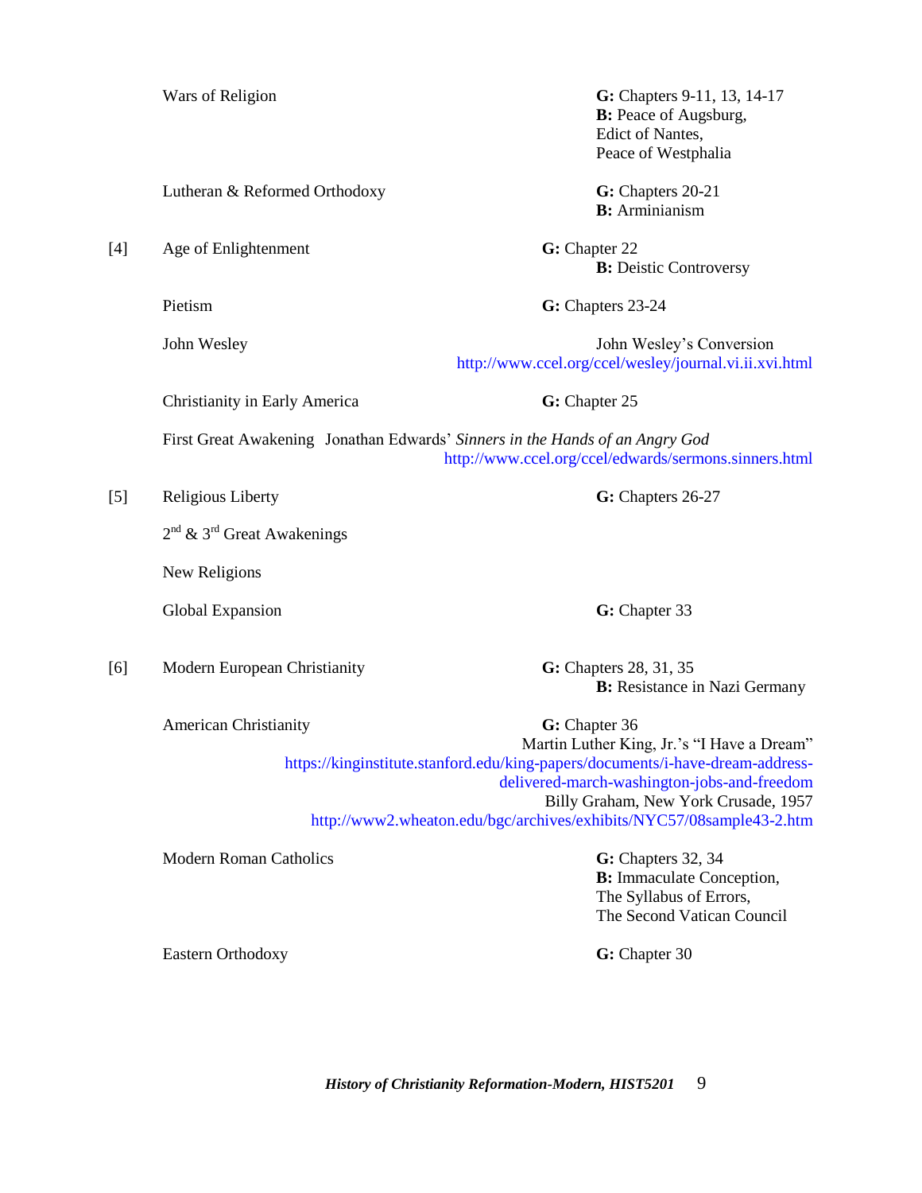| | Topic | Readings |
|---|---|---|
| | Wars of Religion | **G:** Chapters 9-11, 13, 14-17<br>**B:** Peace of Augsburg,<br>Edict of Nantes,<br>Peace of Westphalia |
| | Lutheran & Reformed Orthodoxy | **G:** Chapters 20-21<br>**B:** Arminianism |
| [4] | Age of Enlightenment | **G:** Chapter 22<br>**B:** Deistic Controversy |
| | Pietism | **G:** Chapters 23-24 |
| | John Wesley | John Wesley's Conversion<br>http://www.ccel.org/ccel/wesley/journal.vi.ii.xvi.html |
| | Christianity in Early America | **G:** Chapter 25 |
| | First Great Awakening | Jonathan Edwards' *Sinners in the Hands of an Angry God*<br>http://www.ccel.org/ccel/edwards/sermons.sinners.html |
| [5] | Religious Liberty | **G:** Chapters 26-27 |
| | 2nd & 3rd Great Awakenings | |
| | New Religions | |
| | Global Expansion | **G:** Chapter 33 |
| [6] | Modern European Christianity | **G:** Chapters 28, 31, 35<br>**B:** Resistance in Nazi Germany |
| | American Christianity | **G:** Chapter 36<br>Martin Luther King, Jr.'s "I Have a Dream"<br>https://kinginstitute.stanford.edu/king-papers/documents/i-have-dream-address-delivered-march-washington-jobs-and-freedom<br>Billy Graham, New York Crusade, 1957<br>http://www2.wheaton.edu/bgc/archives/exhibits/NYC57/08sample43-2.htm |
| | Modern Roman Catholics | **G:** Chapters 32, 34<br>**B:** Immaculate Conception,<br>The Syllabus of Errors,<br>The Second Vatican Council |
| | Eastern Orthodoxy | **G:** Chapter 30 |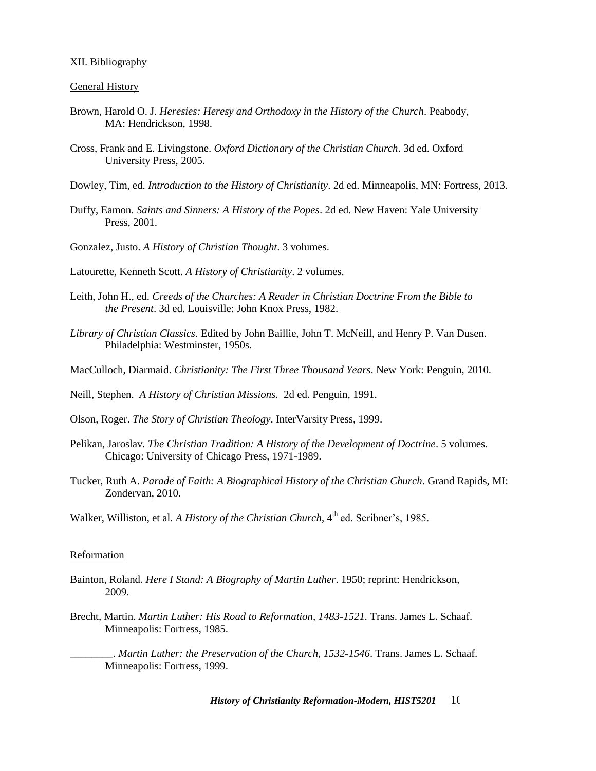XII. Bibliography

General History

Brown, Harold O. J. *Heresies: Heresy and Orthodoxy in the History of the Church*. Peabody, MA: Hendrickson, 1998.

Cross, Frank and E. Livingstone. *Oxford Dictionary of the Christian Church*. 3d ed. Oxford University Press, 2005.

Dowley, Tim, ed. *Introduction to the History of Christianity*. 2d ed. Minneapolis, MN: Fortress, 2013.

Duffy, Eamon. *Saints and Sinners: A History of the Popes*. 2d ed. New Haven: Yale University Press, 2001.

Gonzalez, Justo. *A History of Christian Thought*. 3 volumes.

Latourette, Kenneth Scott. *A History of Christianity*. 2 volumes.

Leith, John H., ed. *Creeds of the Churches: A Reader in Christian Doctrine From the Bible to the Present*. 3d ed. Louisville: John Knox Press, 1982.

*Library of Christian Classics*. Edited by John Baillie, John T. McNeill, and Henry P. Van Dusen. Philadelphia: Westminster, 1950s.

MacCulloch, Diarmaid. *Christianity: The First Three Thousand Years*. New York: Penguin, 2010.

Neill, Stephen. *A History of Christian Missions.* 2d ed. Penguin, 1991.

Olson, Roger. *The Story of Christian Theology*. InterVarsity Press, 1999.

Pelikan, Jaroslav. *The Christian Tradition: A History of the Development of Doctrine*. 5 volumes. Chicago: University of Chicago Press, 1971-1989.

Tucker, Ruth A. *Parade of Faith: A Biographical History of the Christian Church*. Grand Rapids, MI: Zondervan, 2010.

Walker, Williston, et al. *A History of the Christian Church*, 4th ed. Scribner's, 1985.

Reformation

Bainton, Roland. *Here I Stand: A Biography of Martin Luther*. 1950; reprint: Hendrickson, 2009.

Brecht, Martin. *Martin Luther: His Road to Reformation, 1483-1521.* Trans. James L. Schaaf. Minneapolis: Fortress, 1985.

________. *Martin Luther: the Preservation of the Church, 1532-1546*. Trans. James L. Schaaf. Minneapolis: Fortress, 1999.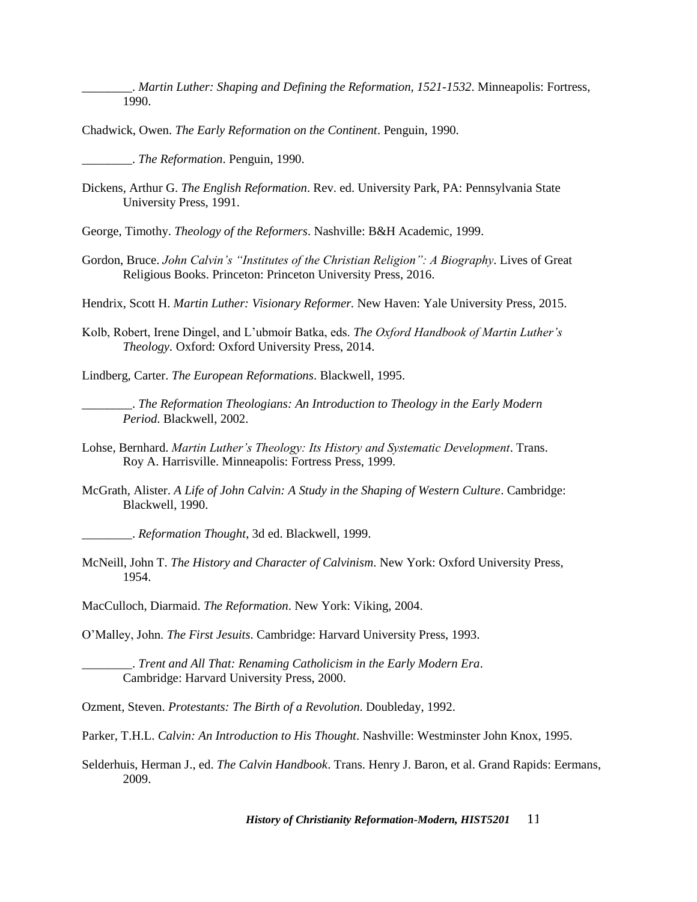________. *Martin Luther: Shaping and Defining the Reformation, 1521-1532*. Minneapolis: Fortress, 1990.

Chadwick, Owen. *The Early Reformation on the Continent*. Penguin, 1990.

________. *The Reformation*. Penguin, 1990.

Dickens, Arthur G. *The English Reformation*. Rev. ed. University Park, PA: Pennsylvania State University Press, 1991.

George, Timothy. *Theology of the Reformers*. Nashville: B&H Academic, 1999.

Gordon, Bruce. *John Calvin's "Institutes of the Christian Religion": A Biography*. Lives of Great Religious Books. Princeton: Princeton University Press, 2016.

Hendrix, Scott H. *Martin Luther: Visionary Reformer.* New Haven: Yale University Press, 2015.

Kolb, Robert, Irene Dingel, and L'ubmoír Batka, eds. *The Oxford Handbook of Martin Luther's Theology.* Oxford: Oxford University Press, 2014.

Lindberg, Carter. *The European Reformations*. Blackwell, 1995.

________. *The Reformation Theologians: An Introduction to Theology in the Early Modern Period*. Blackwell, 2002.

Lohse, Bernhard. *Martin Luther's Theology: Its History and Systematic Development*. Trans. Roy A. Harrisville. Minneapolis: Fortress Press, 1999.

McGrath, Alister. *A Life of John Calvin: A Study in the Shaping of Western Culture*. Cambridge: Blackwell, 1990.

________. *Reformation Thought*, 3d ed. Blackwell, 1999.

McNeill, John T. *The History and Character of Calvinism*. New York: Oxford University Press, 1954.

MacCulloch, Diarmaid. *The Reformation*. New York: Viking, 2004.

O'Malley, John. *The First Jesuits*. Cambridge: Harvard University Press, 1993.

________. *Trent and All That: Renaming Catholicism in the Early Modern Era*. Cambridge: Harvard University Press, 2000.

Ozment, Steven. *Protestants: The Birth of a Revolution*. Doubleday, 1992.

Parker, T.H.L. *Calvin: An Introduction to His Thought*. Nashville: Westminster John Knox, 1995.

Selderhuis, Herman J., ed. *The Calvin Handbook*. Trans. Henry J. Baron, et al. Grand Rapids: Eermans, 2009.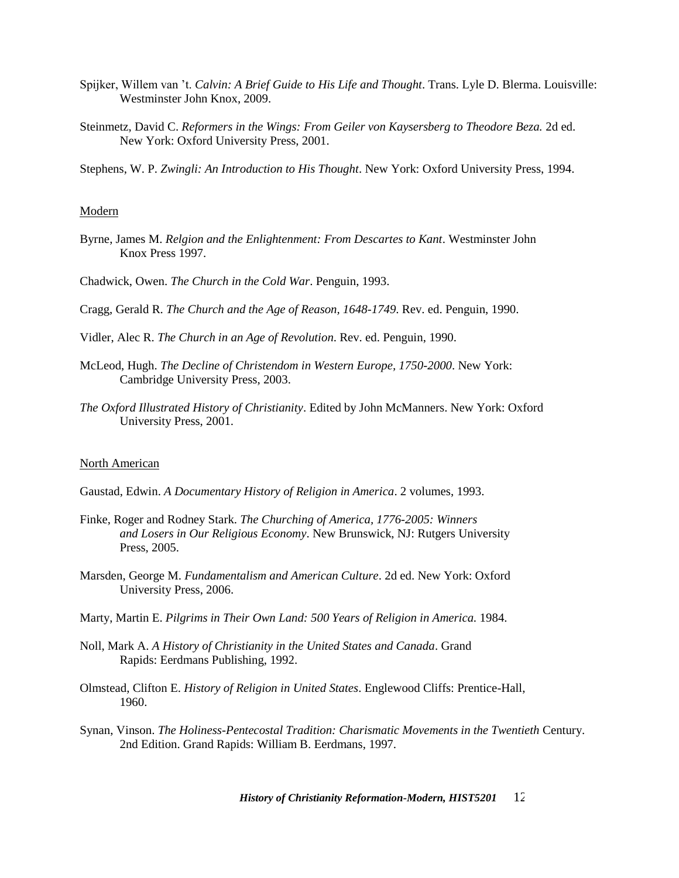Spijker, Willem van 't. *Calvin: A Brief Guide to His Life and Thought*. Trans. Lyle D. Blerma. Louisville: Westminster John Knox, 2009.

Steinmetz, David C. *Reformers in the Wings: From Geiler von Kaysersberg to Theodore Beza.* 2d ed. New York: Oxford University Press, 2001.

Stephens, W. P. *Zwingli: An Introduction to His Thought*. New York: Oxford University Press, 1994.

Modern

Byrne, James M. *Relgion and the Enlightenment: From Descartes to Kant*. Westminster John Knox Press 1997.

Chadwick, Owen. *The Church in the Cold War*. Penguin, 1993.

Cragg, Gerald R. *The Church and the Age of Reason, 1648-1749*. Rev. ed. Penguin, 1990.

Vidler, Alec R. *The Church in an Age of Revolution*. Rev. ed. Penguin, 1990.

McLeod, Hugh. *The Decline of Christendom in Western Europe, 1750-2000*. New York: Cambridge University Press, 2003.

*The Oxford Illustrated History of Christianity*. Edited by John McManners. New York: Oxford University Press, 2001.

North American

Gaustad, Edwin. *A Documentary History of Religion in America*. 2 volumes, 1993.

Finke, Roger and Rodney Stark. *The Churching of America, 1776-2005: Winners and Losers in Our Religious Economy*. New Brunswick, NJ: Rutgers University Press, 2005.

Marsden, George M. *Fundamentalism and American Culture*. 2d ed. New York: Oxford University Press, 2006.

Marty, Martin E. *Pilgrims in Their Own Land: 500 Years of Religion in America.* 1984.

Noll, Mark A. *A History of Christianity in the United States and Canada*. Grand Rapids: Eerdmans Publishing, 1992.

Olmstead, Clifton E. *History of Religion in United States*. Englewood Cliffs: Prentice-Hall, 1960.

Synan, Vinson. *The Holiness-Pentecostal Tradition: Charismatic Movements in the Twentieth* Century. 2nd Edition. Grand Rapids: William B. Eerdmans, 1997.